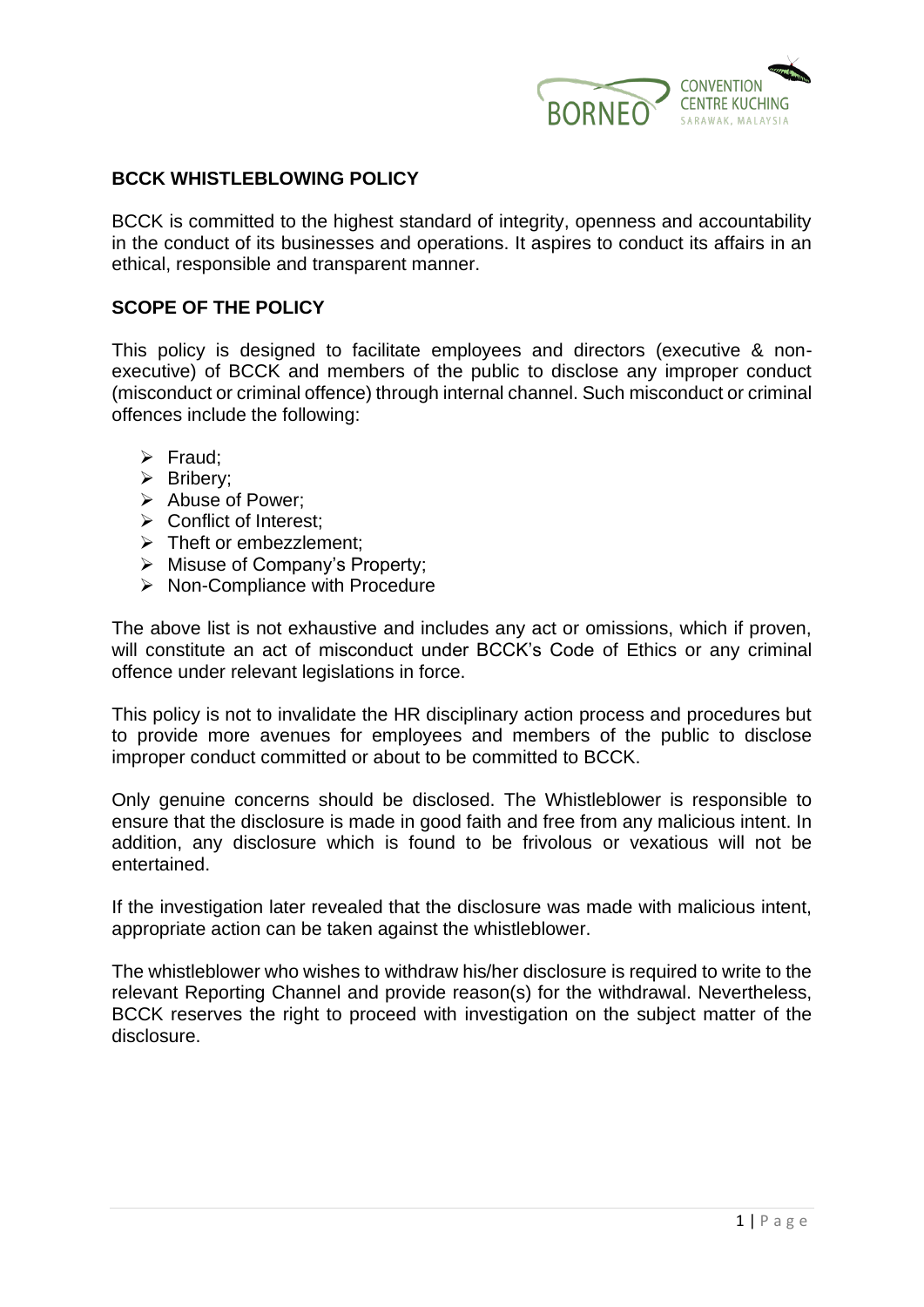## BCCK WHISTLEBLOWING POLICY

BCCK is committed to the highest standard of integrity, openness and accountability in the conduct of its businesses and operations. It aspires to conduct its affairs in an ethical, responsible and transparent manner.

## SCOPE OF THE POLICY

This policy is designed to facilitate employees and directors (executive & non-executive) of BCCK and members of the public to disclose any improper conduct (misconduct or criminal offence) through internal channel. Such misconduct or criminal offences include the following:

- Fraud;
- Bribery;
- Abuse of Power;
- Conflict of Interest;
- Theft or embezzlement;
- Misuse of Company's Property;
- Non-Compliance with Procedure

The above list is not exhaustive and includes any act or omissions, which if proven, will constitute an act of misconduct under BCCK's Code of Ethics or any criminal offence under relevant legislations in force.

This policy is not to invalidate the HR disciplinary action process and procedures but to provide more avenues for employees and members of the public to disclose improper conduct committed or about to be committed to BCCK.

Only genuine concerns should be disclosed. The Whistleblower is responsible to ensure that the disclosure is made in good faith and free from any malicious intent. In addition, any disclosure which is found to be frivolous or vexatious will not be entertained.

If the investigation later revealed that the disclosure was made with malicious intent, appropriate action can be taken against the whistleblower.

The whistleblower who wishes to withdraw his/her disclosure is required to write to the relevant Reporting Channel and provide reason(s) for the withdrawal. Nevertheless, BCCK reserves the right to proceed with investigation on the subject matter of the disclosure.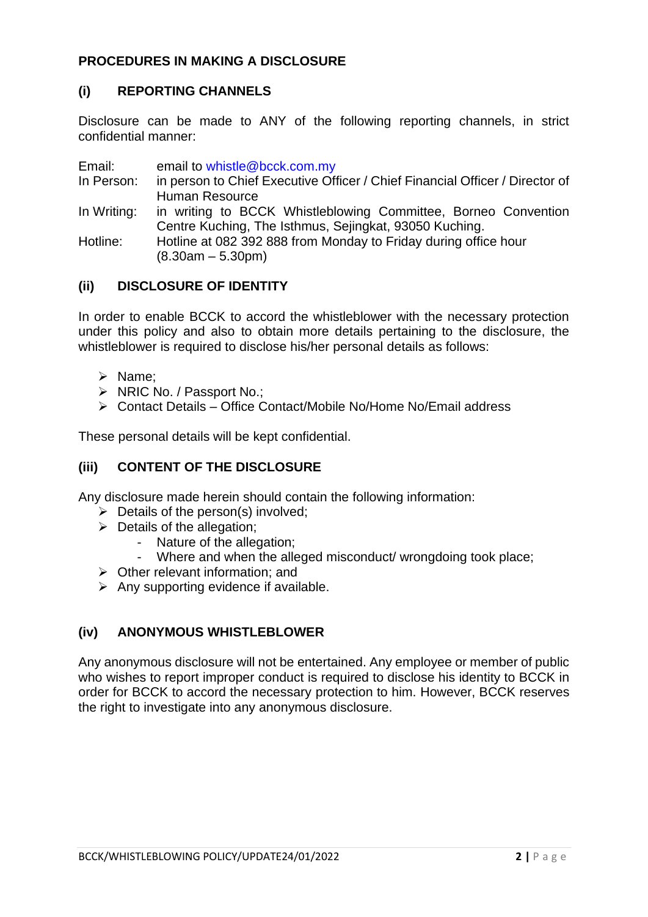## PROCEDURES IN MAKING A DISCLOSURE

### (i) REPORTING CHANNELS

Disclosure can be made to ANY of the following reporting channels, in strict confidential manner:

| | |
|---|---|
| Email: | email to whistle@bcck.com.my |
| In Person: | in person to Chief Executive Officer / Chief Financial Officer / Director of Human Resource |
| In Writing: | in writing to BCCK Whistleblowing Committee, Borneo Convention Centre Kuching, The Isthmus, Sejingkat, 93050 Kuching. |
| Hotline: | Hotline at 082 392 888 from Monday to Friday during office hour (8.30am – 5.30pm) |

### (ii) DISCLOSURE OF IDENTITY

In order to enable BCCK to accord the whistleblower with the necessary protection under this policy and also to obtain more details pertaining to the disclosure, the whistleblower is required to disclose his/her personal details as follows:

- Name;
- NRIC No. / Passport No.;
- Contact Details – Office Contact/Mobile No/Home No/Email address

These personal details will be kept confidential.

### (iii) CONTENT OF THE DISCLOSURE

Any disclosure made herein should contain the following information:

- Details of the person(s) involved;
- Details of the allegation;
  - Nature of the allegation;
  - Where and when the alleged misconduct/ wrongdoing took place;
- Other relevant information; and
- Any supporting evidence if available.

### (iv) ANONYMOUS WHISTLEBLOWER

Any anonymous disclosure will not be entertained. Any employee or member of public who wishes to report improper conduct is required to disclose his identity to BCCK in order for BCCK to accord the necessary protection to him. However, BCCK reserves the right to investigate into any anonymous disclosure.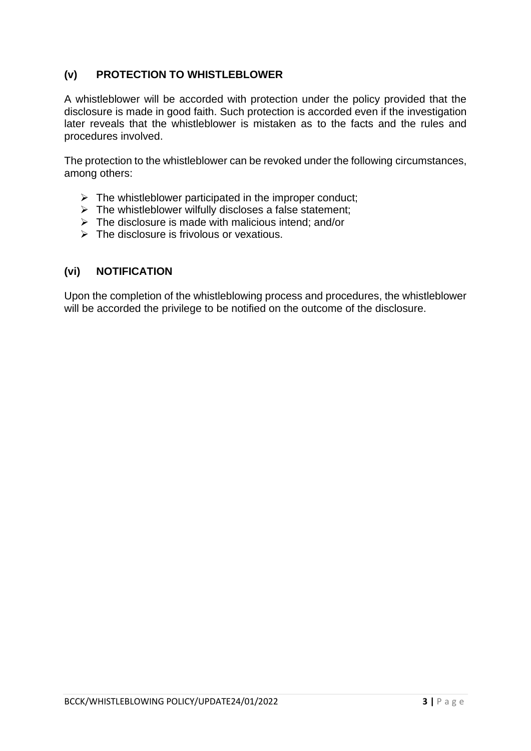## (v) PROTECTION TO WHISTLEBLOWER

A whistleblower will be accorded with protection under the policy provided that the disclosure is made in good faith. Such protection is accorded even if the investigation later reveals that the whistleblower is mistaken as to the facts and the rules and procedures involved.

The protection to the whistleblower can be revoked under the following circumstances, among others:

- The whistleblower participated in the improper conduct;
- The whistleblower wilfully discloses a false statement;
- The disclosure is made with malicious intend; and/or
- The disclosure is frivolous or vexatious.

## (vi) NOTIFICATION

Upon the completion of the whistleblowing process and procedures, the whistleblower will be accorded the privilege to be notified on the outcome of the disclosure.